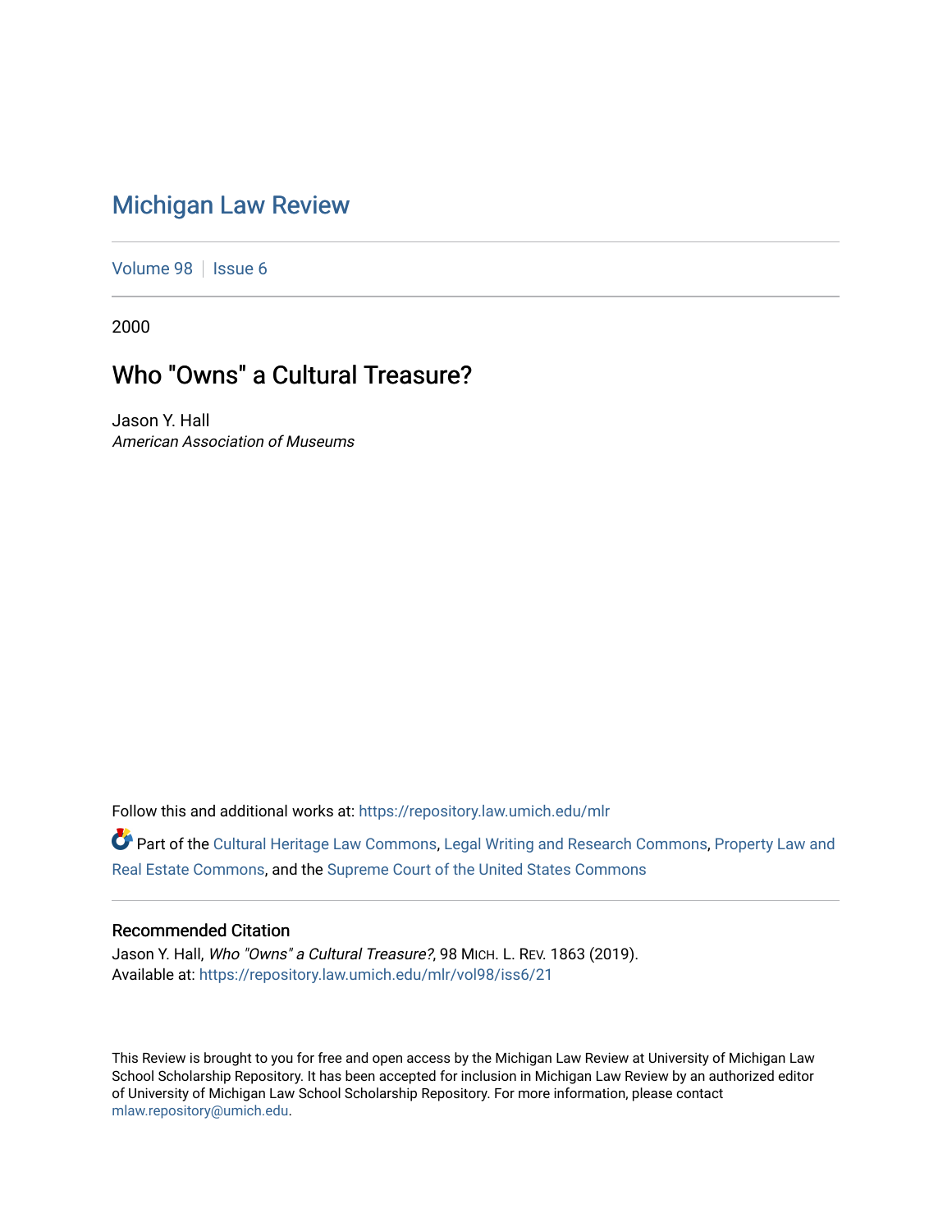# Michigan Law Review

Volume 98 | Issue 6

2000

## Who "Owns" a Cultural Treasure?

Jason Y. Hall
*American Association of Museums*

Follow this and additional works at: https://repository.law.umich.edu/mlr

Part of the Cultural Heritage Law Commons, Legal Writing and Research Commons, Property Law and Real Estate Commons, and the Supreme Court of the United States Commons

### Recommended Citation

Jason Y. Hall, *Who "Owns" a Cultural Treasure?*, 98 MICH. L. REV. 1863 (2019).
Available at: https://repository.law.umich.edu/mlr/vol98/iss6/21

This Review is brought to you for free and open access by the Michigan Law Review at University of Michigan Law School Scholarship Repository. It has been accepted for inclusion in Michigan Law Review by an authorized editor of University of Michigan Law School Scholarship Repository. For more information, please contact mlaw.repository@umich.edu.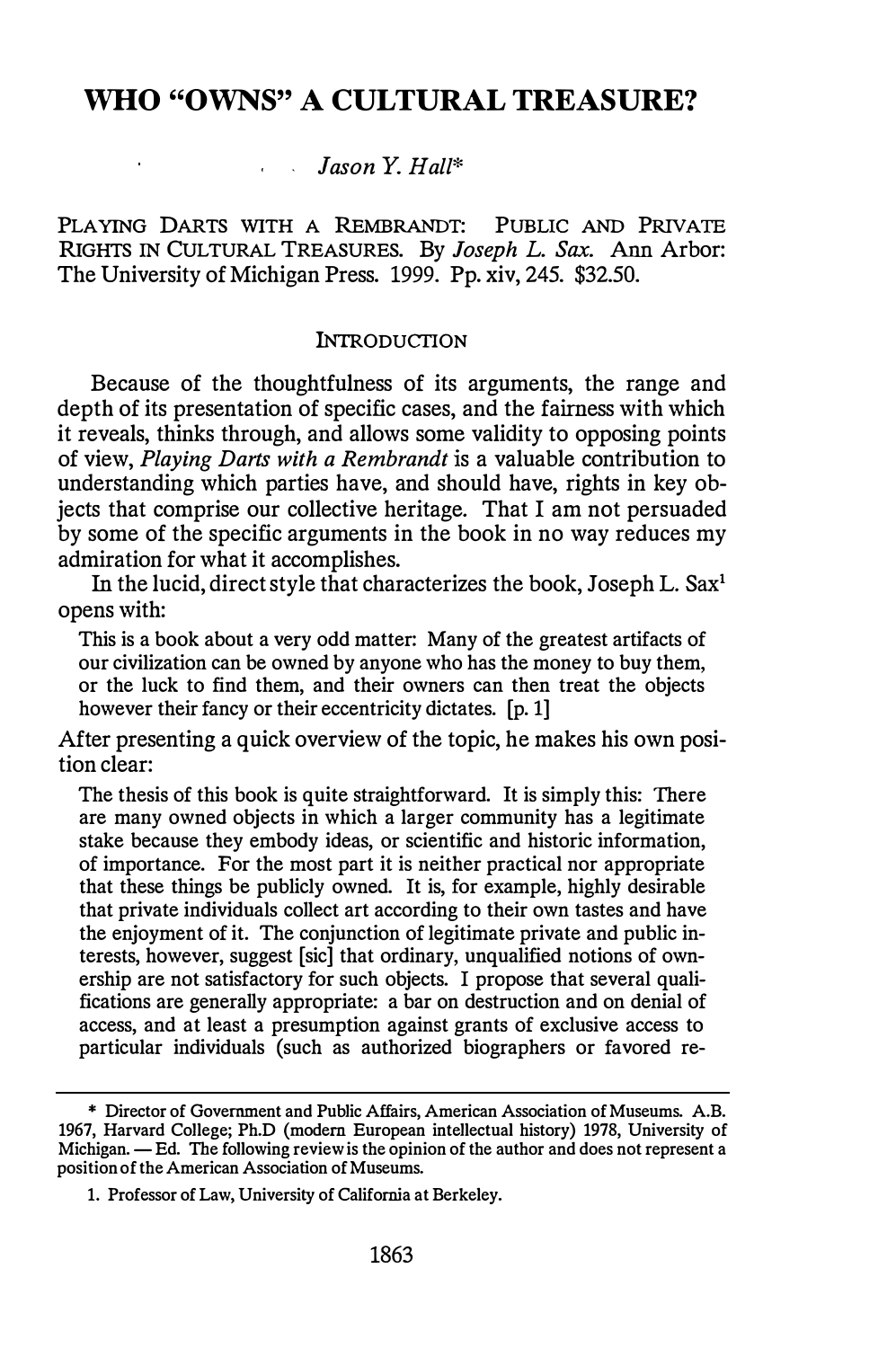# WHO "OWNS" A CULTURAL TREASURE?

*Jason Y. Hall*[*]

PLAYING DARTS WITH A REMBRANDT: PUBLIC AND PRIVATE RIGHTS IN CULTURAL TREASURES. By *Joseph L. Sax*. Ann Arbor: The University of Michigan Press. 1999. Pp. xiv, 245. $32.50.

## INTRODUCTION

Because of the thoughtfulness of its arguments, the range and depth of its presentation of specific cases, and the fairness with which it reveals, thinks through, and allows some validity to opposing points of view, *Playing Darts with a Rembrandt* is a valuable contribution to understanding which parties have, and should have, rights in key objects that comprise our collective heritage. That I am not persuaded by some of the specific arguments in the book in no way reduces my admiration for what it accomplishes.

In the lucid, direct style that characterizes the book, Joseph L. Sax[1] opens with:

> This is a book about a very odd matter: Many of the greatest artifacts of our civilization can be owned by anyone who has the money to buy them, or the luck to find them, and their owners can then treat the objects however their fancy or their eccentricity dictates. [p. 1]

After presenting a quick overview of the topic, he makes his own position clear:

> The thesis of this book is quite straightforward. It is simply this: There are many owned objects in which a larger community has a legitimate stake because they embody ideas, or scientific and historic information, of importance. For the most part it is neither practical nor appropriate that these things be publicly owned. It is, for example, highly desirable that private individuals collect art according to their own tastes and have the enjoyment of it. The conjunction of legitimate private and public interests, however, suggest [sic] that ordinary, unqualified notions of ownership are not satisfactory for such objects. I propose that several qualifications are generally appropriate: a bar on destruction and on denial of access, and at least a presumption against grants of exclusive access to particular individuals (such as authorized biographers or favored re-

---

[*] Director of Government and Public Affairs, American Association of Museums. A.B. 1967, Harvard College; Ph.D (modern European intellectual history) 1978, University of Michigan. — Ed. The following review is the opinion of the author and does not represent a position of the American Association of Museums.

1. Professor of Law, University of California at Berkeley.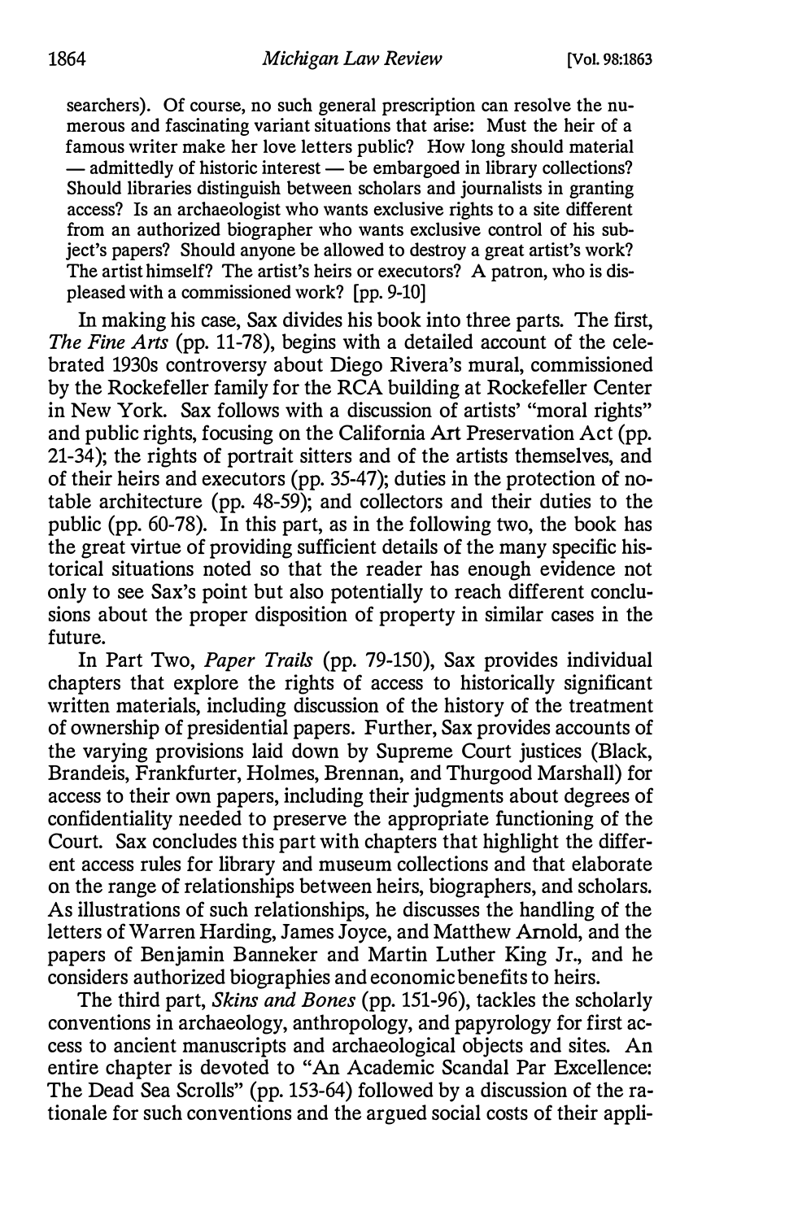searchers). Of course, no such general prescription can resolve the numerous and fascinating variant situations that arise: Must the heir of a famous writer make her love letters public? How long should material — admittedly of historic interest — be embargoed in library collections? Should libraries distinguish between scholars and journalists in granting access? Is an archaeologist who wants exclusive rights to a site different from an authorized biographer who wants exclusive control of his subject's papers? Should anyone be allowed to destroy a great artist's work? The artist himself? The artist's heirs or executors? A patron, who is displeased with a commissioned work? [pp. 9-10]

In making his case, Sax divides his book into three parts. The first, *The Fine Arts* (pp. 11-78), begins with a detailed account of the celebrated 1930s controversy about Diego Rivera's mural, commissioned by the Rockefeller family for the RCA building at Rockefeller Center in New York. Sax follows with a discussion of artists' "moral rights" and public rights, focusing on the California Art Preservation Act (pp. 21-34); the rights of portrait sitters and of the artists themselves, and of their heirs and executors (pp. 35-47); duties in the protection of notable architecture (pp. 48-59); and collectors and their duties to the public (pp. 60-78). In this part, as in the following two, the book has the great virtue of providing sufficient details of the many specific historical situations noted so that the reader has enough evidence not only to see Sax's point but also potentially to reach different conclusions about the proper disposition of property in similar cases in the future.

In Part Two, *Paper Trails* (pp. 79-150), Sax provides individual chapters that explore the rights of access to historically significant written materials, including discussion of the history of the treatment of ownership of presidential papers. Further, Sax provides accounts of the varying provisions laid down by Supreme Court justices (Black, Brandeis, Frankfurter, Holmes, Brennan, and Thurgood Marshall) for access to their own papers, including their judgments about degrees of confidentiality needed to preserve the appropriate functioning of the Court. Sax concludes this part with chapters that highlight the different access rules for library and museum collections and that elaborate on the range of relationships between heirs, biographers, and scholars. As illustrations of such relationships, he discusses the handling of the letters of Warren Harding, James Joyce, and Matthew Arnold, and the papers of Benjamin Banneker and Martin Luther King Jr., and he considers authorized biographies and economic benefits to heirs.

The third part, *Skins and Bones* (pp. 151-96), tackles the scholarly conventions in archaeology, anthropology, and papyrology for first access to ancient manuscripts and archaeological objects and sites. An entire chapter is devoted to "An Academic Scandal Par Excellence: The Dead Sea Scrolls" (pp. 153-64) followed by a discussion of the rationale for such conventions and the argued social costs of their appli-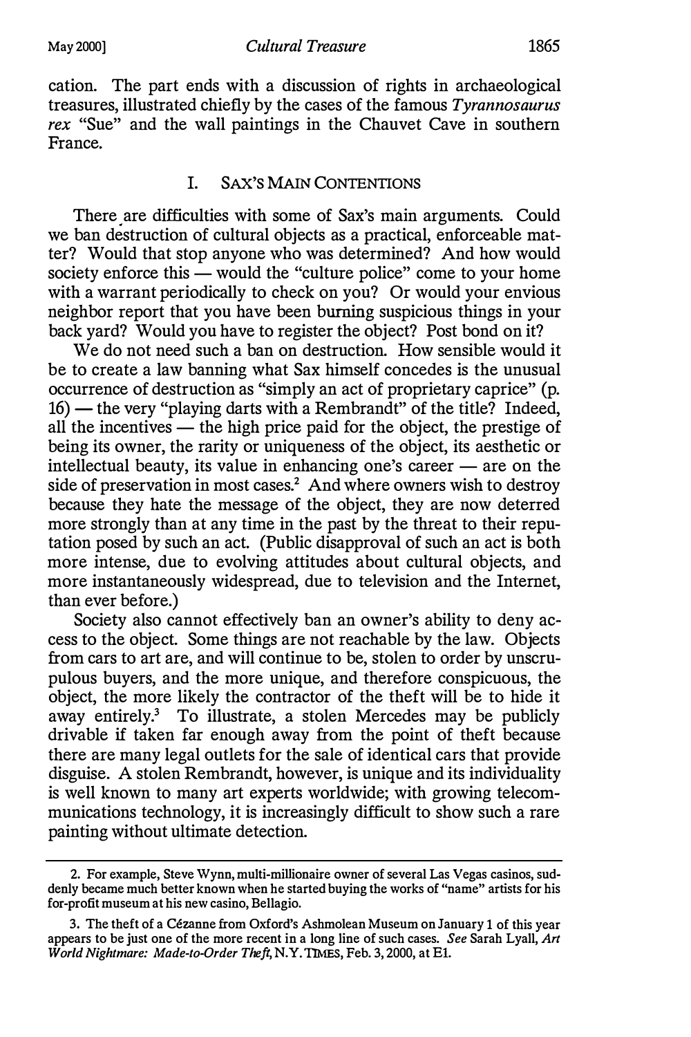cation. The part ends with a discussion of rights in archaeological treasures, illustrated chiefly by the cases of the famous *Tyrannosaurus rex* "Sue" and the wall paintings in the Chauvet Cave in southern France.

## I. SAX'S MAIN CONTENTIONS

There are difficulties with some of Sax's main arguments. Could we ban destruction of cultural objects as a practical, enforceable matter? Would that stop anyone who was determined? And how would society enforce this — would the "culture police" come to your home with a warrant periodically to check on you? Or would your envious neighbor report that you have been burning suspicious things in your back yard? Would you have to register the object? Post bond on it?

We do not need such a ban on destruction. How sensible would it be to create a law banning what Sax himself concedes is the unusual occurrence of destruction as "simply an act of proprietary caprice" (p. 16) — the very "playing darts with a Rembrandt" of the title? Indeed, all the incentives — the high price paid for the object, the prestige of being its owner, the rarity or uniqueness of the object, its aesthetic or intellectual beauty, its value in enhancing one's career — are on the side of preservation in most cases.[2] And where owners wish to destroy because they hate the message of the object, they are now deterred more strongly than at any time in the past by the threat to their reputation posed by such an act. (Public disapproval of such an act is both more intense, due to evolving attitudes about cultural objects, and more instantaneously widespread, due to television and the Internet, than ever before.)

Society also cannot effectively ban an owner's ability to deny access to the object. Some things are not reachable by the law. Objects from cars to art are, and will continue to be, stolen to order by unscrupulous buyers, and the more unique, and therefore conspicuous, the object, the more likely the contractor of the theft will be to hide it away entirely.[3] To illustrate, a stolen Mercedes may be publicly drivable if taken far enough away from the point of theft because there are many legal outlets for the sale of identical cars that provide disguise. A stolen Rembrandt, however, is unique and its individuality is well known to many art experts worldwide; with growing telecommunications technology, it is increasingly difficult to show such a rare painting without ultimate detection.

---

2. For example, Steve Wynn, multi-millionaire owner of several Las Vegas casinos, suddenly became much better known when he started buying the works of "name" artists for his for-profit museum at his new casino, Bellagio.

3. The theft of a Cézanne from Oxford's Ashmolean Museum on January 1 of this year appears to be just one of the more recent in a long line of such cases. *See* Sarah Lyall, *Art World Nightmare: Made-to-Order Theft*, N.Y. TIMES, Feb. 3, 2000, at E1.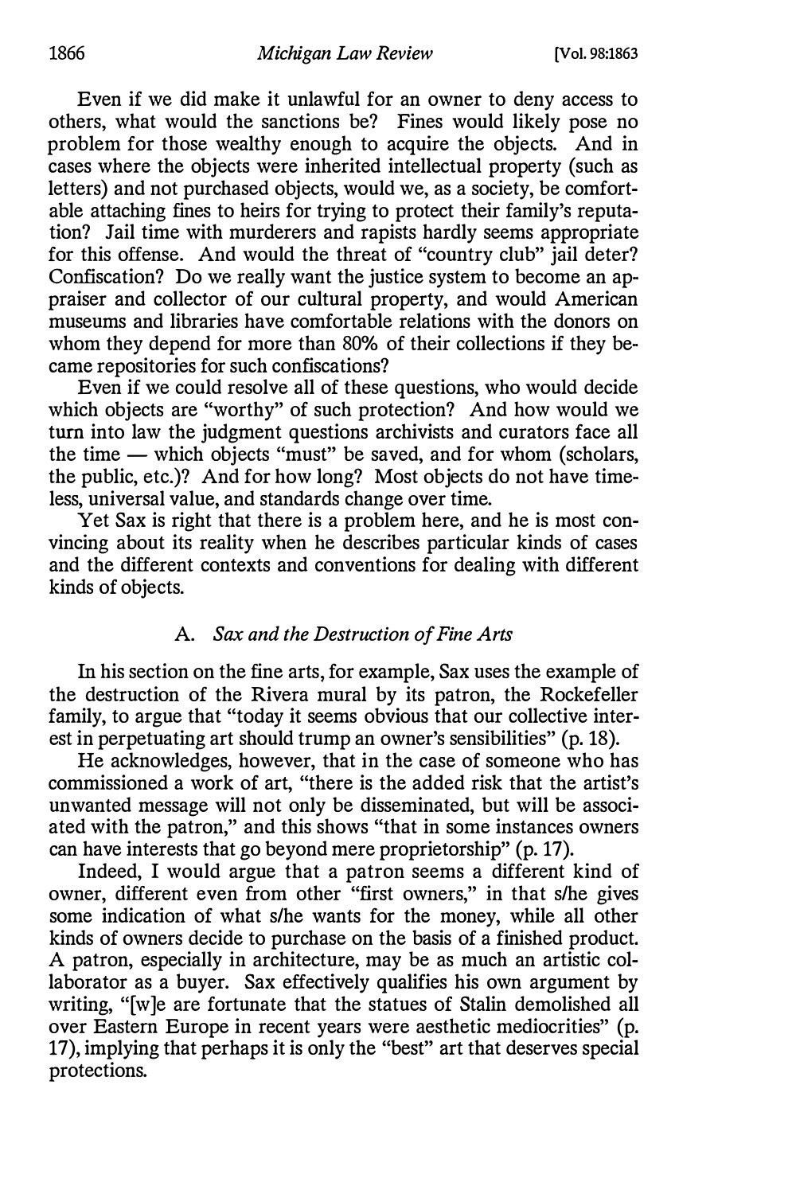Even if we did make it unlawful for an owner to deny access to others, what would the sanctions be? Fines would likely pose no problem for those wealthy enough to acquire the objects. And in cases where the objects were inherited intellectual property (such as letters) and not purchased objects, would we, as a society, be comfortable attaching fines to heirs for trying to protect their family's reputation? Jail time with murderers and rapists hardly seems appropriate for this offense. And would the threat of "country club" jail deter? Confiscation? Do we really want the justice system to become an appraiser and collector of our cultural property, and would American museums and libraries have comfortable relations with the donors on whom they depend for more than 80% of their collections if they became repositories for such confiscations?

Even if we could resolve all of these questions, who would decide which objects are "worthy" of such protection? And how would we turn into law the judgment questions archivists and curators face all the time — which objects "must" be saved, and for whom (scholars, the public, etc.)? And for how long? Most objects do not have timeless, universal value, and standards change over time.

Yet Sax is right that there is a problem here, and he is most convincing about its reality when he describes particular kinds of cases and the different contexts and conventions for dealing with different kinds of objects.

### A. *Sax and the Destruction of Fine Arts*

In his section on the fine arts, for example, Sax uses the example of the destruction of the Rivera mural by its patron, the Rockefeller family, to argue that "today it seems obvious that our collective interest in perpetuating art should trump an owner's sensibilities" (p. 18).

He acknowledges, however, that in the case of someone who has commissioned a work of art, "there is the added risk that the artist's unwanted message will not only be disseminated, but will be associated with the patron," and this shows "that in some instances owners can have interests that go beyond mere proprietorship" (p. 17).

Indeed, I would argue that a patron seems a different kind of owner, different even from other "first owners," in that s/he gives some indication of what s/he wants for the money, while all other kinds of owners decide to purchase on the basis of a finished product. A patron, especially in architecture, may be as much an artistic collaborator as a buyer. Sax effectively qualifies his own argument by writing, "[w]e are fortunate that the statues of Stalin demolished all over Eastern Europe in recent years were aesthetic mediocrities" (p. 17), implying that perhaps it is only the "best" art that deserves special protections.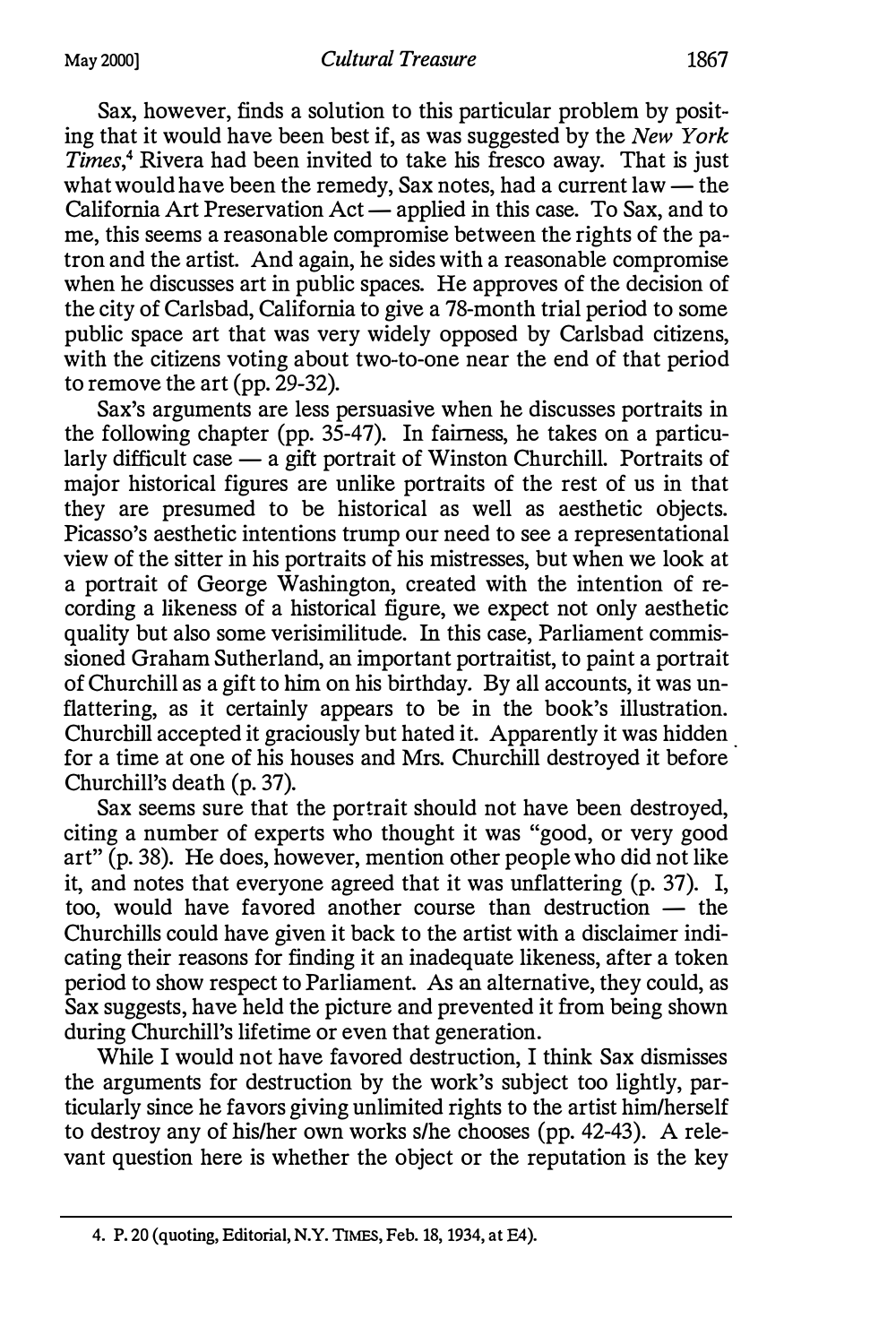Sax, however, finds a solution to this particular problem by positing that it would have been best if, as was suggested by the *New York Times*,[4] Rivera had been invited to take his fresco away. That is just what would have been the remedy, Sax notes, had a current law — the California Art Preservation Act — applied in this case. To Sax, and to me, this seems a reasonable compromise between the rights of the patron and the artist. And again, he sides with a reasonable compromise when he discusses art in public spaces. He approves of the decision of the city of Carlsbad, California to give a 78-month trial period to some public space art that was very widely opposed by Carlsbad citizens, with the citizens voting about two-to-one near the end of that period to remove the art (pp. 29-32).

Sax's arguments are less persuasive when he discusses portraits in the following chapter (pp. 35-47). In fairness, he takes on a particularly difficult case — a gift portrait of Winston Churchill. Portraits of major historical figures are unlike portraits of the rest of us in that they are presumed to be historical as well as aesthetic objects. Picasso's aesthetic intentions trump our need to see a representational view of the sitter in his portraits of his mistresses, but when we look at a portrait of George Washington, created with the intention of recording a likeness of a historical figure, we expect not only aesthetic quality but also some verisimilitude. In this case, Parliament commissioned Graham Sutherland, an important portraitist, to paint a portrait of Churchill as a gift to him on his birthday. By all accounts, it was unflattering, as it certainly appears to be in the book's illustration. Churchill accepted it graciously but hated it. Apparently it was hidden for a time at one of his houses and Mrs. Churchill destroyed it before Churchill's death (p. 37).

Sax seems sure that the portrait should not have been destroyed, citing a number of experts who thought it was "good, or very good art" (p. 38). He does, however, mention other people who did not like it, and notes that everyone agreed that it was unflattering (p. 37). I, too, would have favored another course than destruction — the Churchills could have given it back to the artist with a disclaimer indicating their reasons for finding it an inadequate likeness, after a token period to show respect to Parliament. As an alternative, they could, as Sax suggests, have held the picture and prevented it from being shown during Churchill's lifetime or even that generation.

While I would not have favored destruction, I think Sax dismisses the arguments for destruction by the work's subject too lightly, particularly since he favors giving unlimited rights to the artist him/herself to destroy any of his/her own works s/he chooses (pp. 42-43). A relevant question here is whether the object or the reputation is the key

4. P. 20 (quoting, Editorial, N.Y. TIMES, Feb. 18, 1934, at E4).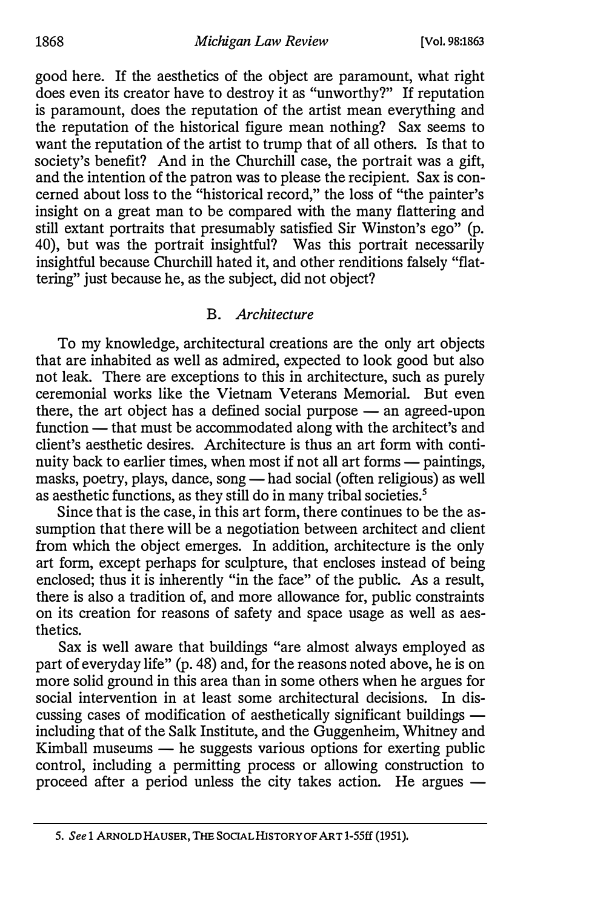good here. If the aesthetics of the object are paramount, what right does even its creator have to destroy it as "unworthy?" If reputation is paramount, does the reputation of the artist mean everything and the reputation of the historical figure mean nothing? Sax seems to want the reputation of the artist to trump that of all others. Is that to society's benefit? And in the Churchill case, the portrait was a gift, and the intention of the patron was to please the recipient. Sax is concerned about loss to the "historical record," the loss of "the painter's insight on a great man to be compared with the many flattering and still extant portraits that presumably satisfied Sir Winston's ego" (p. 40), but was the portrait insightful? Was this portrait necessarily insightful because Churchill hated it, and other renditions falsely "flattering" just because he, as the subject, did not object?

### B. *Architecture*

To my knowledge, architectural creations are the only art objects that are inhabited as well as admired, expected to look good but also not leak. There are exceptions to this in architecture, such as purely ceremonial works like the Vietnam Veterans Memorial. But even there, the art object has a defined social purpose — an agreed-upon function — that must be accommodated along with the architect's and client's aesthetic desires. Architecture is thus an art form with continuity back to earlier times, when most if not all art forms — paintings, masks, poetry, plays, dance, song — had social (often religious) as well as aesthetic functions, as they still do in many tribal societies.[5]

Since that is the case, in this art form, there continues to be the assumption that there will be a negotiation between architect and client from which the object emerges. In addition, architecture is the only art form, except perhaps for sculpture, that encloses instead of being enclosed; thus it is inherently "in the face" of the public. As a result, there is also a tradition of, and more allowance for, public constraints on its creation for reasons of safety and space usage as well as aesthetics.

Sax is well aware that buildings "are almost always employed as part of everyday life" (p. 48) and, for the reasons noted above, he is on more solid ground in this area than in some others when he argues for social intervention in at least some architectural decisions. In discussing cases of modification of aesthetically significant buildings — including that of the Salk Institute, and the Guggenheim, Whitney and Kimball museums — he suggests various options for exerting public control, including a permitting process or allowing construction to proceed after a period unless the city takes action. He argues —

---

5. *See* 1 ARNOLD HAUSER, THE SOCIAL HISTORY OF ART 1-55ff (1951).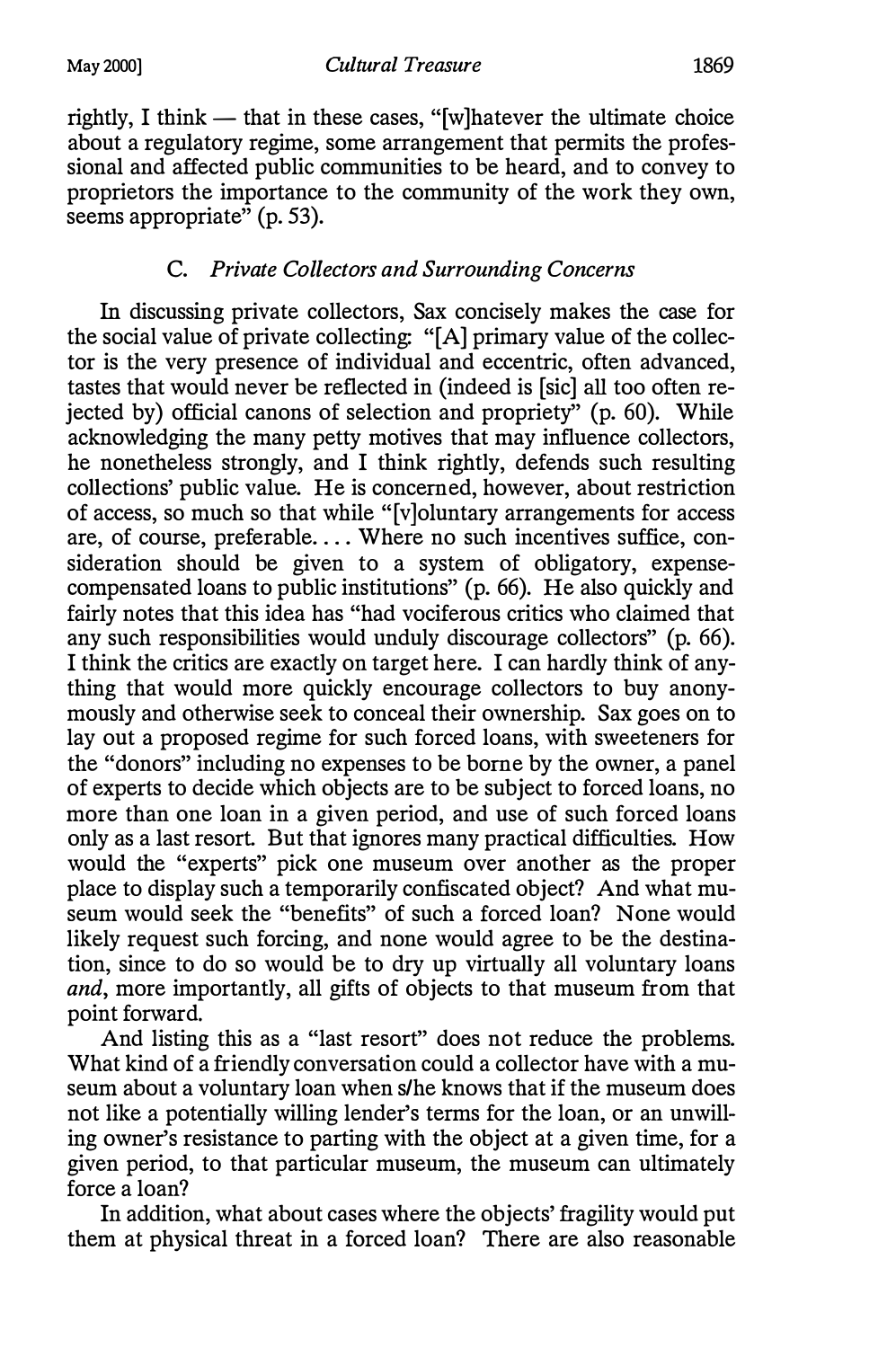rightly, I think — that in these cases, "[w]hatever the ultimate choice about a regulatory regime, some arrangement that permits the professional and affected public communities to be heard, and to convey to proprietors the importance to the community of the work they own, seems appropriate" (p. 53).

### C. *Private Collectors and Surrounding Concerns*

In discussing private collectors, Sax concisely makes the case for the social value of private collecting: "[A] primary value of the collector is the very presence of individual and eccentric, often advanced, tastes that would never be reflected in (indeed is [sic] all too often rejected by) official canons of selection and propriety" (p. 60). While acknowledging the many petty motives that may influence collectors, he nonetheless strongly, and I think rightly, defends such resulting collections' public value. He is concerned, however, about restriction of access, so much so that while "[v]oluntary arrangements for access are, of course, preferable. . . . Where no such incentives suffice, consideration should be given to a system of obligatory, expense-compensated loans to public institutions" (p. 66). He also quickly and fairly notes that this idea has "had vociferous critics who claimed that any such responsibilities would unduly discourage collectors" (p. 66). I think the critics are exactly on target here. I can hardly think of anything that would more quickly encourage collectors to buy anonymously and otherwise seek to conceal their ownership. Sax goes on to lay out a proposed regime for such forced loans, with sweeteners for the "donors" including no expenses to be borne by the owner, a panel of experts to decide which objects are to be subject to forced loans, no more than one loan in a given period, and use of such forced loans only as a last resort. But that ignores many practical difficulties. How would the "experts" pick one museum over another as the proper place to display such a temporarily confiscated object? And what museum would seek the "benefits" of such a forced loan? None would likely request such forcing, and none would agree to be the destination, since to do so would be to dry up virtually all voluntary loans *and*, more importantly, all gifts of objects to that museum from that point forward.

And listing this as a "last resort" does not reduce the problems. What kind of a friendly conversation could a collector have with a museum about a voluntary loan when s/he knows that if the museum does not like a potentially willing lender's terms for the loan, or an unwilling owner's resistance to parting with the object at a given time, for a given period, to that particular museum, the museum can ultimately force a loan?

In addition, what about cases where the objects' fragility would put them at physical threat in a forced loan? There are also reasonable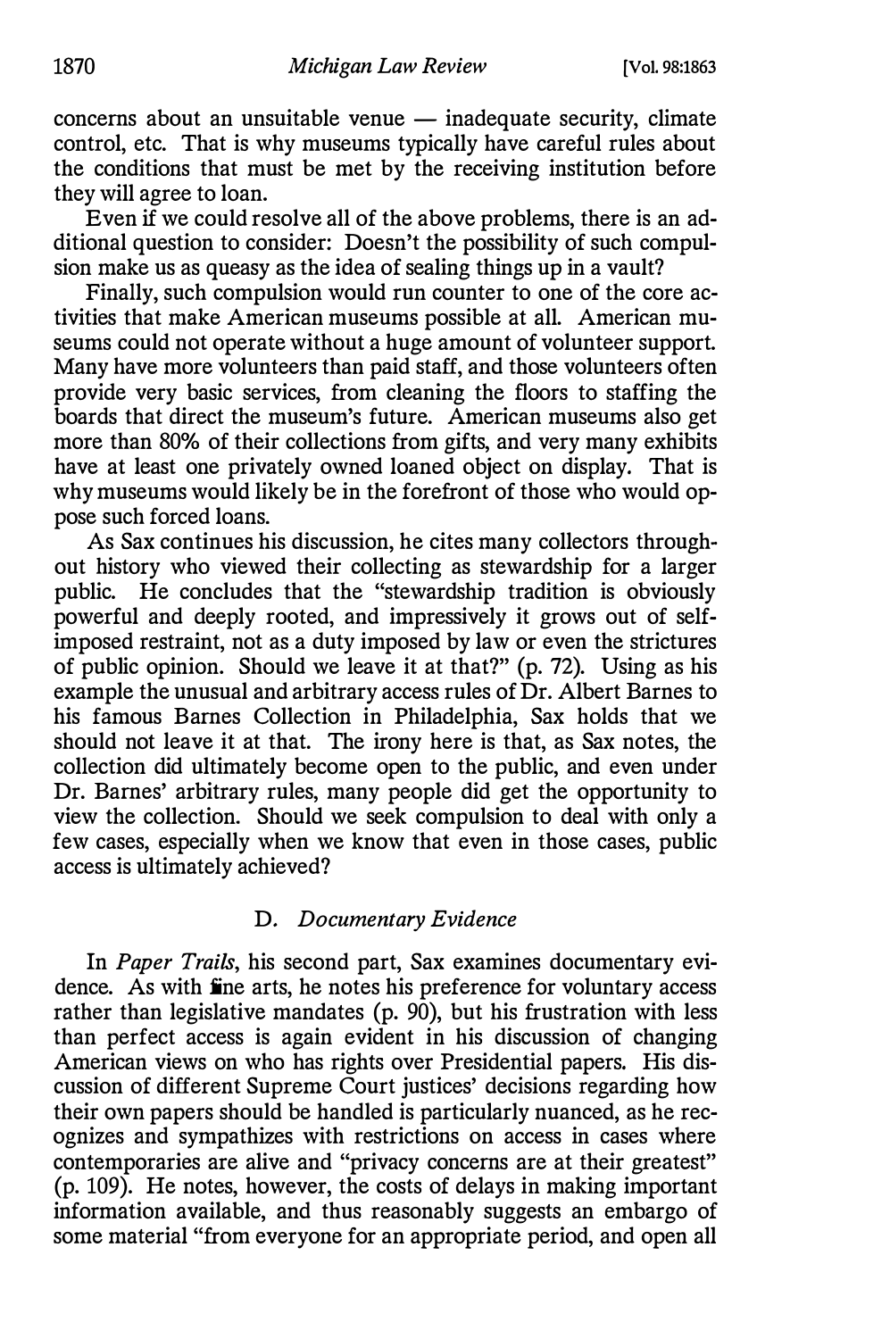concerns about an unsuitable venue — inadequate security, climate control, etc. That is why museums typically have careful rules about the conditions that must be met by the receiving institution before they will agree to loan.

Even if we could resolve all of the above problems, there is an additional question to consider: Doesn't the possibility of such compulsion make us as queasy as the idea of sealing things up in a vault?

Finally, such compulsion would run counter to one of the core activities that make American museums possible at all. American museums could not operate without a huge amount of volunteer support. Many have more volunteers than paid staff, and those volunteers often provide very basic services, from cleaning the floors to staffing the boards that direct the museum's future. American museums also get more than 80% of their collections from gifts, and very many exhibits have at least one privately owned loaned object on display. That is why museums would likely be in the forefront of those who would oppose such forced loans.

As Sax continues his discussion, he cites many collectors throughout history who viewed their collecting as stewardship for a larger public. He concludes that the "stewardship tradition is obviously powerful and deeply rooted, and impressively it grows out of self-imposed restraint, not as a duty imposed by law or even the strictures of public opinion. Should we leave it at that?" (p. 72). Using as his example the unusual and arbitrary access rules of Dr. Albert Barnes to his famous Barnes Collection in Philadelphia, Sax holds that we should not leave it at that. The irony here is that, as Sax notes, the collection did ultimately become open to the public, and even under Dr. Barnes' arbitrary rules, many people did get the opportunity to view the collection. Should we seek compulsion to deal with only a few cases, especially when we know that even in those cases, public access is ultimately achieved?

### D. *Documentary Evidence*

In *Paper Trails*, his second part, Sax examines documentary evidence. As with fine arts, he notes his preference for voluntary access rather than legislative mandates (p. 90), but his frustration with less than perfect access is again evident in his discussion of changing American views on who has rights over Presidential papers. His discussion of different Supreme Court justices' decisions regarding how their own papers should be handled is particularly nuanced, as he recognizes and sympathizes with restrictions on access in cases where contemporaries are alive and "privacy concerns are at their greatest" (p. 109). He notes, however, the costs of delays in making important information available, and thus reasonably suggests an embargo of some material "from everyone for an appropriate period, and open all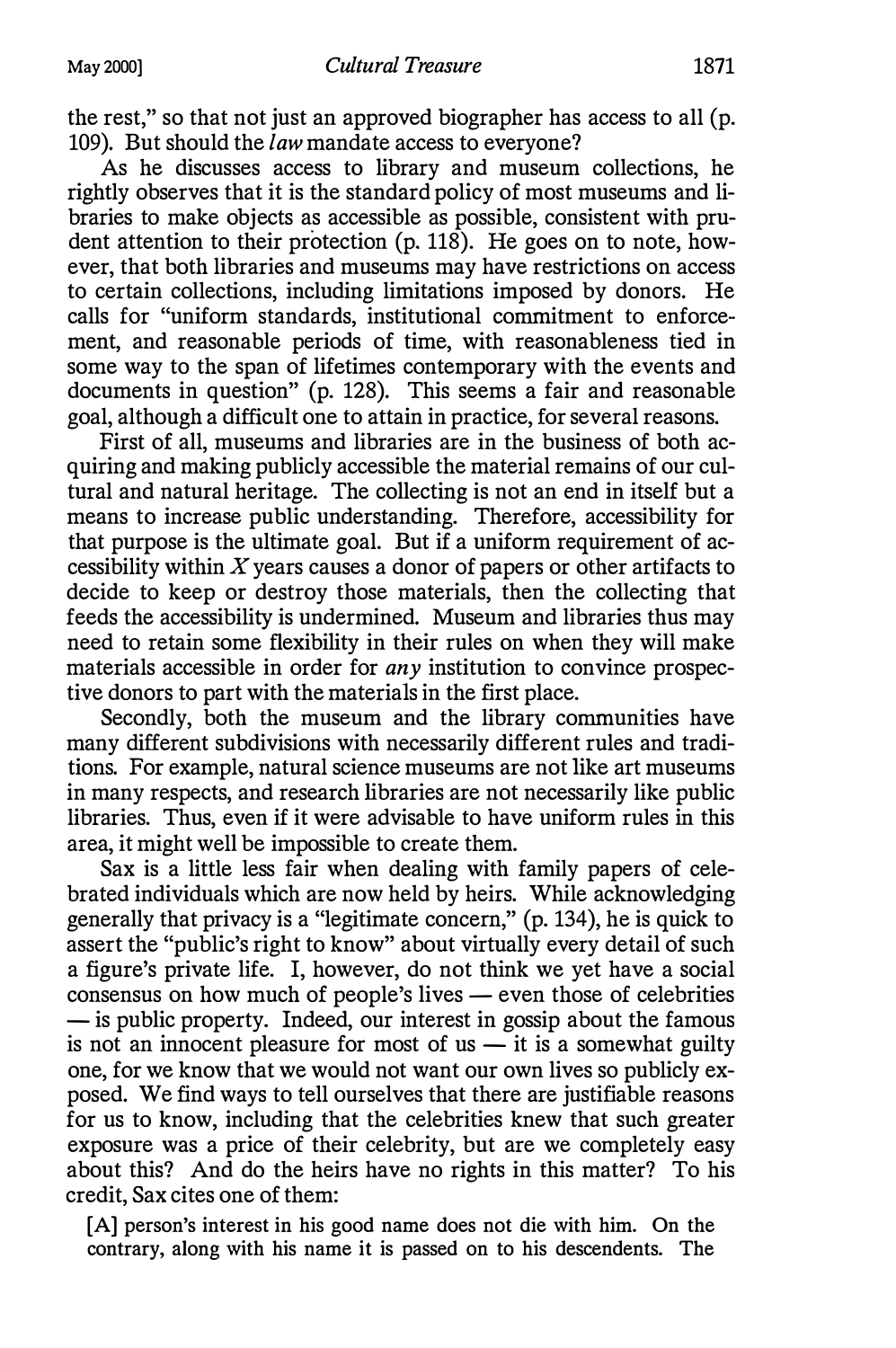the rest," so that not just an approved biographer has access to all (p. 109). But should the *law* mandate access to everyone?

As he discusses access to library and museum collections, he rightly observes that it is the standard policy of most museums and libraries to make objects as accessible as possible, consistent with prudent attention to their protection (p. 118). He goes on to note, however, that both libraries and museums may have restrictions on access to certain collections, including limitations imposed by donors. He calls for "uniform standards, institutional commitment to enforcement, and reasonable periods of time, with reasonableness tied in some way to the span of lifetimes contemporary with the events and documents in question" (p. 128). This seems a fair and reasonable goal, although a difficult one to attain in practice, for several reasons.

First of all, museums and libraries are in the business of both acquiring and making publicly accessible the material remains of our cultural and natural heritage. The collecting is not an end in itself but a means to increase public understanding. Therefore, accessibility for that purpose is the ultimate goal. But if a uniform requirement of accessibility within *X* years causes a donor of papers or other artifacts to decide to keep or destroy those materials, then the collecting that feeds the accessibility is undermined. Museum and libraries thus may need to retain some flexibility in their rules on when they will make materials accessible in order for *any* institution to convince prospective donors to part with the materials in the first place.

Secondly, both the museum and the library communities have many different subdivisions with necessarily different rules and traditions. For example, natural science museums are not like art museums in many respects, and research libraries are not necessarily like public libraries. Thus, even if it were advisable to have uniform rules in this area, it might well be impossible to create them.

Sax is a little less fair when dealing with family papers of celebrated individuals which are now held by heirs. While acknowledging generally that privacy is a "legitimate concern," (p. 134), he is quick to assert the "public's right to know" about virtually every detail of such a figure's private life. I, however, do not think we yet have a social consensus on how much of people's lives — even those of celebrities — is public property. Indeed, our interest in gossip about the famous is not an innocent pleasure for most of us — it is a somewhat guilty one, for we know that we would not want our own lives so publicly exposed. We find ways to tell ourselves that there are justifiable reasons for us to know, including that the celebrities knew that such greater exposure was a price of their celebrity, but are we completely easy about this? And do the heirs have no rights in this matter? To his credit, Sax cites one of them:

> [A] person's interest in his good name does not die with him. On the contrary, along with his name it is passed on to his descendents. The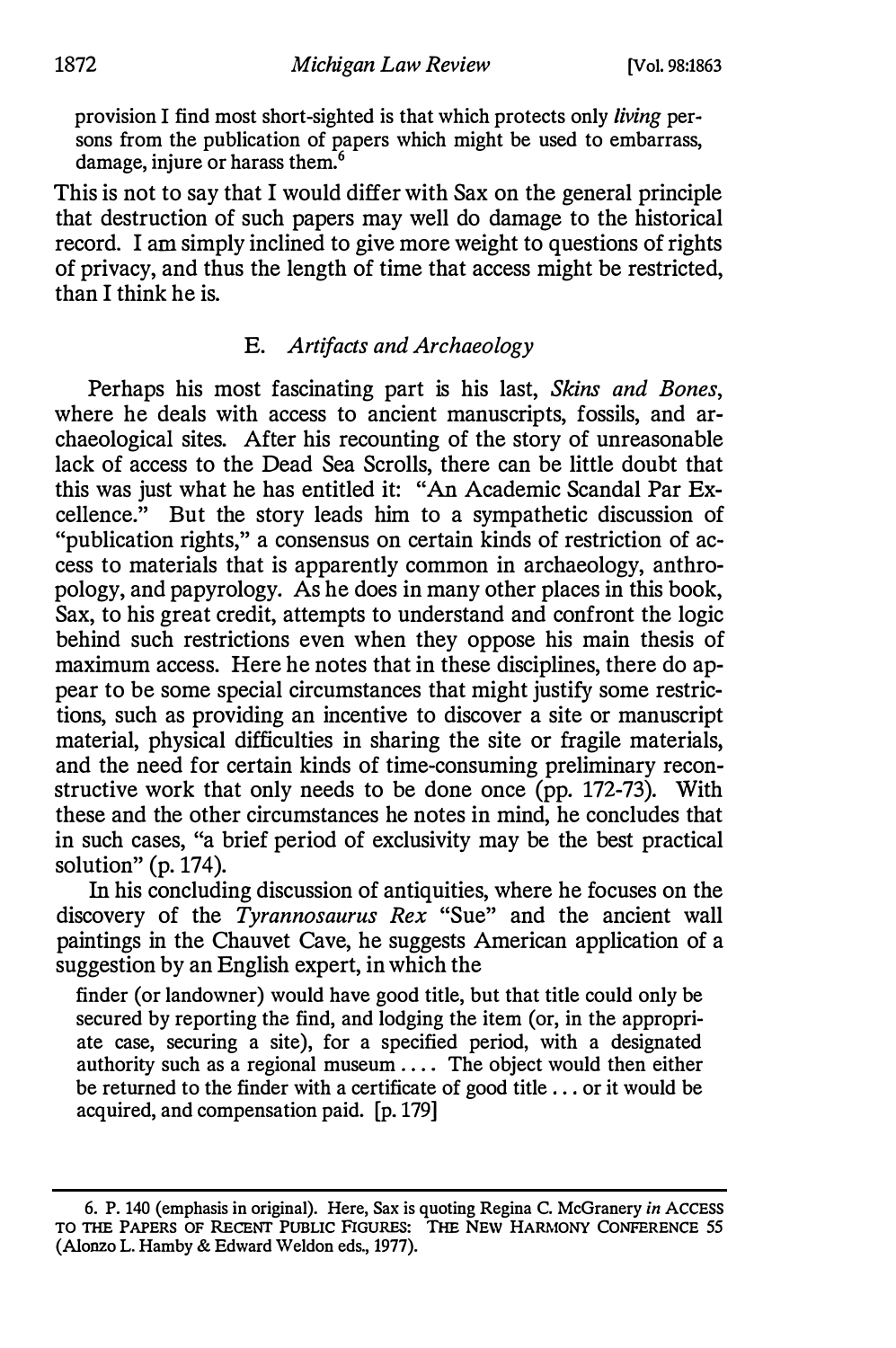> provision I find most short-sighted is that which protects only *living* persons from the publication of papers which might be used to embarrass, damage, injure or harass them.[6]

This is not to say that I would differ with Sax on the general principle that destruction of such papers may well do damage to the historical record. I am simply inclined to give more weight to questions of rights of privacy, and thus the length of time that access might be restricted, than I think he is.

### E. *Artifacts and Archaeology*

Perhaps his most fascinating part is his last, *Skins and Bones*, where he deals with access to ancient manuscripts, fossils, and archaeological sites. After his recounting of the story of unreasonable lack of access to the Dead Sea Scrolls, there can be little doubt that this was just what he has entitled it: "An Academic Scandal Par Excellence." But the story leads him to a sympathetic discussion of "publication rights," a consensus on certain kinds of restriction of access to materials that is apparently common in archaeology, anthropology, and papyrology. As he does in many other places in this book, Sax, to his great credit, attempts to understand and confront the logic behind such restrictions even when they oppose his main thesis of maximum access. Here he notes that in these disciplines, there do appear to be some special circumstances that might justify some restrictions, such as providing an incentive to discover a site or manuscript material, physical difficulties in sharing the site or fragile materials, and the need for certain kinds of time-consuming preliminary reconstructive work that only needs to be done once (pp. 172-73). With these and the other circumstances he notes in mind, he concludes that in such cases, "a brief period of exclusivity may be the best practical solution" (p. 174).

In his concluding discussion of antiquities, where he focuses on the discovery of the *Tyrannosaurus Rex* "Sue" and the ancient wall paintings in the Chauvet Cave, he suggests American application of a suggestion by an English expert, in which the

> finder (or landowner) would have good title, but that title could only be secured by reporting the find, and lodging the item (or, in the appropriate case, securing a site), for a specified period, with a designated authority such as a regional museum .... The object would then either be returned to the finder with a certificate of good title ... or it would be acquired, and compensation paid. [p. 179]

---

6. P. 140 (emphasis in original). Here, Sax is quoting Regina C. McGranery *in* ACCESS TO THE PAPERS OF RECENT PUBLIC FIGURES: THE NEW HARMONY CONFERENCE 55 (Alonzo L. Hamby & Edward Weldon eds., 1977).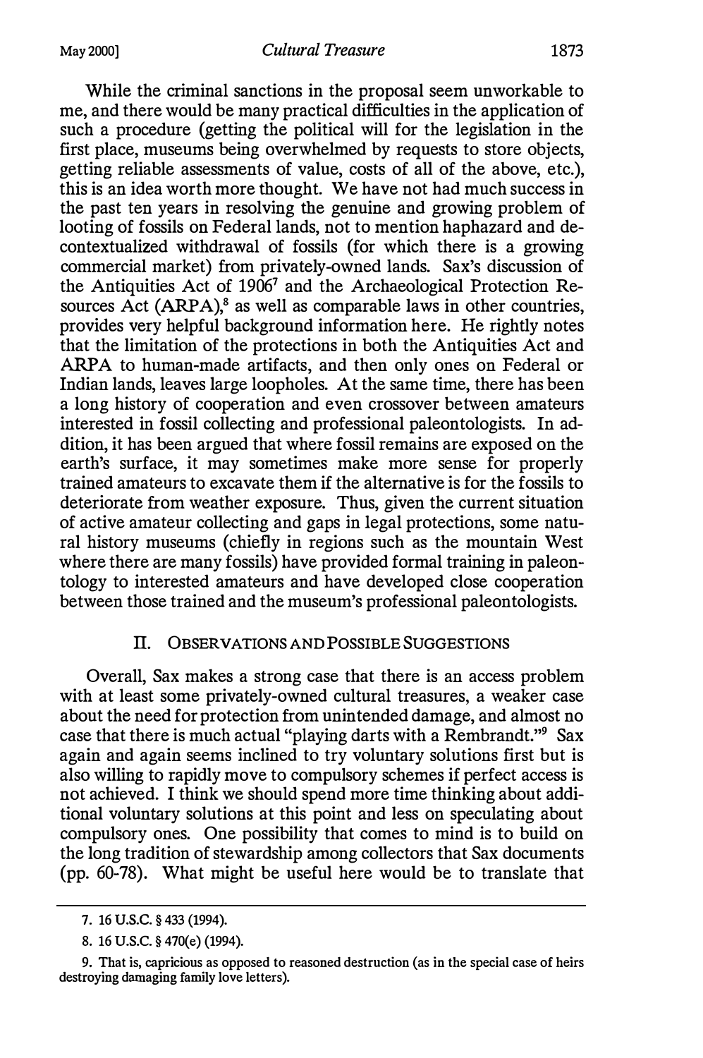While the criminal sanctions in the proposal seem unworkable to me, and there would be many practical difficulties in the application of such a procedure (getting the political will for the legislation in the first place, museums being overwhelmed by requests to store objects, getting reliable assessments of value, costs of all of the above, etc.), this is an idea worth more thought. We have not had much success in the past ten years in resolving the genuine and growing problem of looting of fossils on Federal lands, not to mention haphazard and decontextualized withdrawal of fossils (for which there is a growing commercial market) from privately-owned lands. Sax's discussion of the Antiquities Act of 1906[7] and the Archaeological Protection Resources Act (ARPA),[8] as well as comparable laws in other countries, provides very helpful background information here. He rightly notes that the limitation of the protections in both the Antiquities Act and ARPA to human-made artifacts, and then only ones on Federal or Indian lands, leaves large loopholes. At the same time, there has been a long history of cooperation and even crossover between amateurs interested in fossil collecting and professional paleontologists. In addition, it has been argued that where fossil remains are exposed on the earth's surface, it may sometimes make more sense for properly trained amateurs to excavate them if the alternative is for the fossils to deteriorate from weather exposure. Thus, given the current situation of active amateur collecting and gaps in legal protections, some natural history museums (chiefly in regions such as the mountain West where there are many fossils) have provided formal training in paleontology to interested amateurs and have developed close cooperation between those trained and the museum's professional paleontologists.

## II. OBSERVATIONS AND POSSIBLE SUGGESTIONS

Overall, Sax makes a strong case that there is an access problem with at least some privately-owned cultural treasures, a weaker case about the need for protection from unintended damage, and almost no case that there is much actual "playing darts with a Rembrandt."[9] Sax again and again seems inclined to try voluntary solutions first but is also willing to rapidly move to compulsory schemes if perfect access is not achieved. I think we should spend more time thinking about additional voluntary solutions at this point and less on speculating about compulsory ones. One possibility that comes to mind is to build on the long tradition of stewardship among collectors that Sax documents (pp. 60-78). What might be useful here would be to translate that

---

7. 16 U.S.C. § 433 (1994).

8. 16 U.S.C. § 470(e) (1994).

9. That is, capricious as opposed to reasoned destruction (as in the special case of heirs destroying damaging family love letters).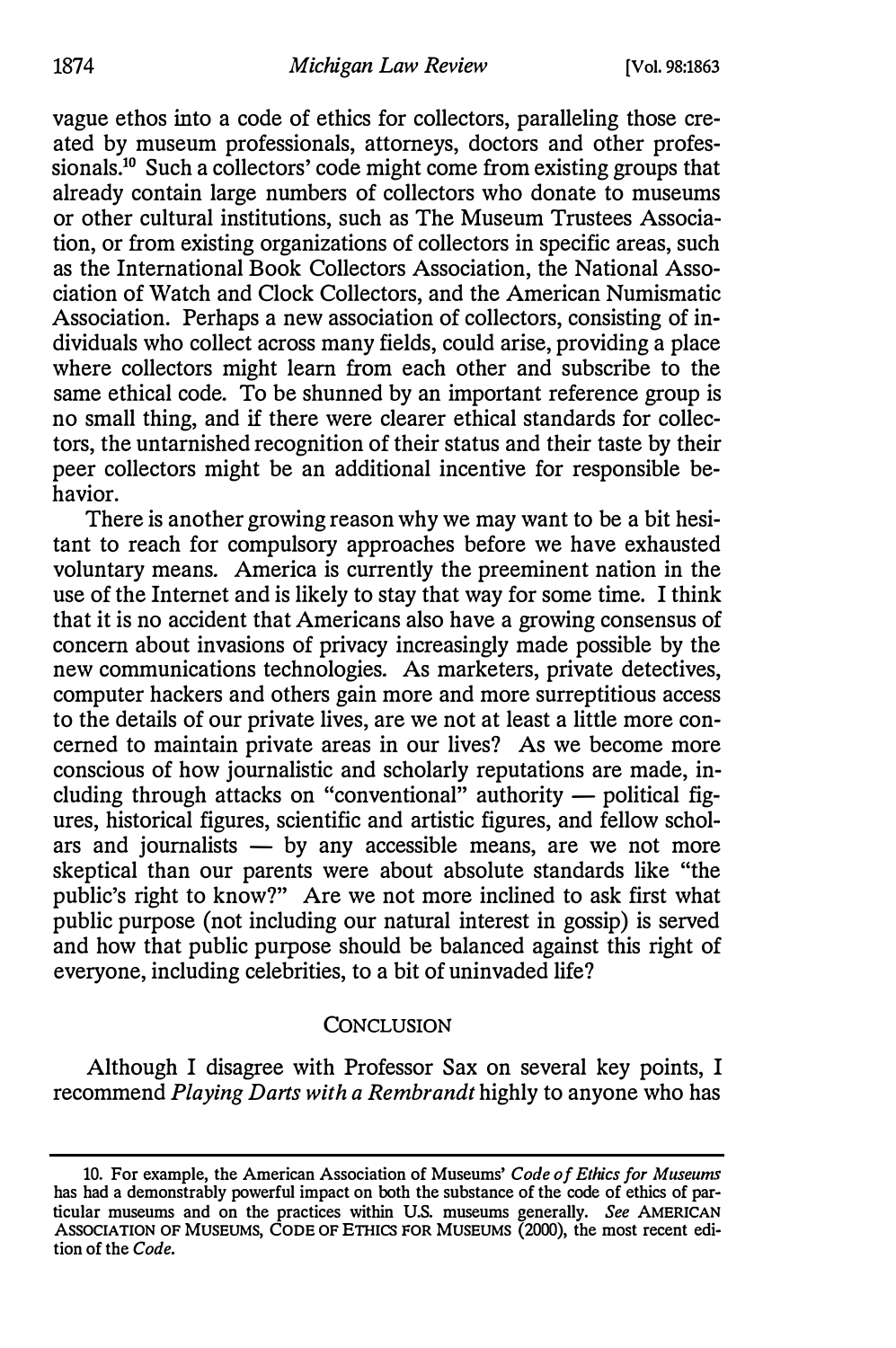vague ethos into a code of ethics for collectors, paralleling those created by museum professionals, attorneys, doctors and other professionals.[10] Such a collectors' code might come from existing groups that already contain large numbers of collectors who donate to museums or other cultural institutions, such as The Museum Trustees Association, or from existing organizations of collectors in specific areas, such as the International Book Collectors Association, the National Association of Watch and Clock Collectors, and the American Numismatic Association. Perhaps a new association of collectors, consisting of individuals who collect across many fields, could arise, providing a place where collectors might learn from each other and subscribe to the same ethical code. To be shunned by an important reference group is no small thing, and if there were clearer ethical standards for collectors, the untarnished recognition of their status and their taste by their peer collectors might be an additional incentive for responsible behavior.

There is another growing reason why we may want to be a bit hesitant to reach for compulsory approaches before we have exhausted voluntary means. America is currently the preeminent nation in the use of the Internet and is likely to stay that way for some time. I think that it is no accident that Americans also have a growing consensus of concern about invasions of privacy increasingly made possible by the new communications technologies. As marketers, private detectives, computer hackers and others gain more and more surreptitious access to the details of our private lives, are we not at least a little more concerned to maintain private areas in our lives? As we become more conscious of how journalistic and scholarly reputations are made, including through attacks on "conventional" authority — political figures, historical figures, scientific and artistic figures, and fellow scholars and journalists — by any accessible means, are we not more skeptical than our parents were about absolute standards like "the public's right to know?" Are we not more inclined to ask first what public purpose (not including our natural interest in gossip) is served and how that public purpose should be balanced against this right of everyone, including celebrities, to a bit of uninvaded life?

## CONCLUSION

Although I disagree with Professor Sax on several key points, I recommend *Playing Darts with a Rembrandt* highly to anyone who has

---

10. For example, the American Association of Museums' *Code of Ethics for Museums* has had a demonstrably powerful impact on both the substance of the code of ethics of particular museums and on the practices within U.S. museums generally. *See* AMERICAN ASSOCIATION OF MUSEUMS, CODE OF ETHICS FOR MUSEUMS (2000), the most recent edition of the *Code*.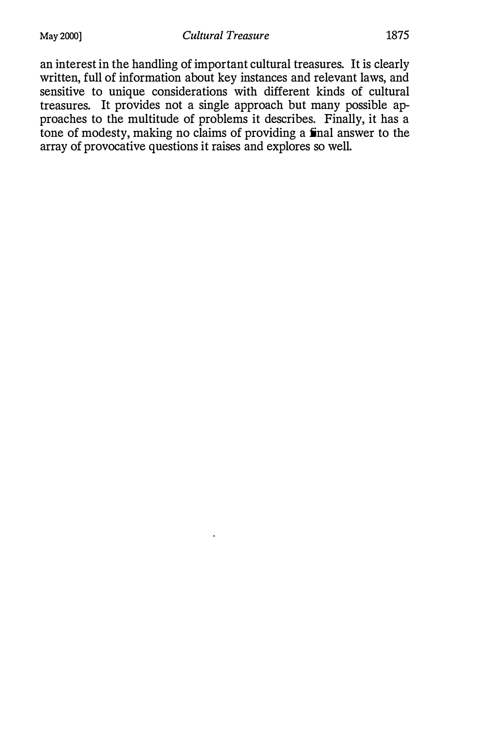an interest in the handling of important cultural treasures. It is clearly written, full of information about key instances and relevant laws, and sensitive to unique considerations with different kinds of cultural treasures. It provides not a single approach but many possible approaches to the multitude of problems it describes. Finally, it has a tone of modesty, making no claims of providing a final answer to the array of provocative questions it raises and explores so well.